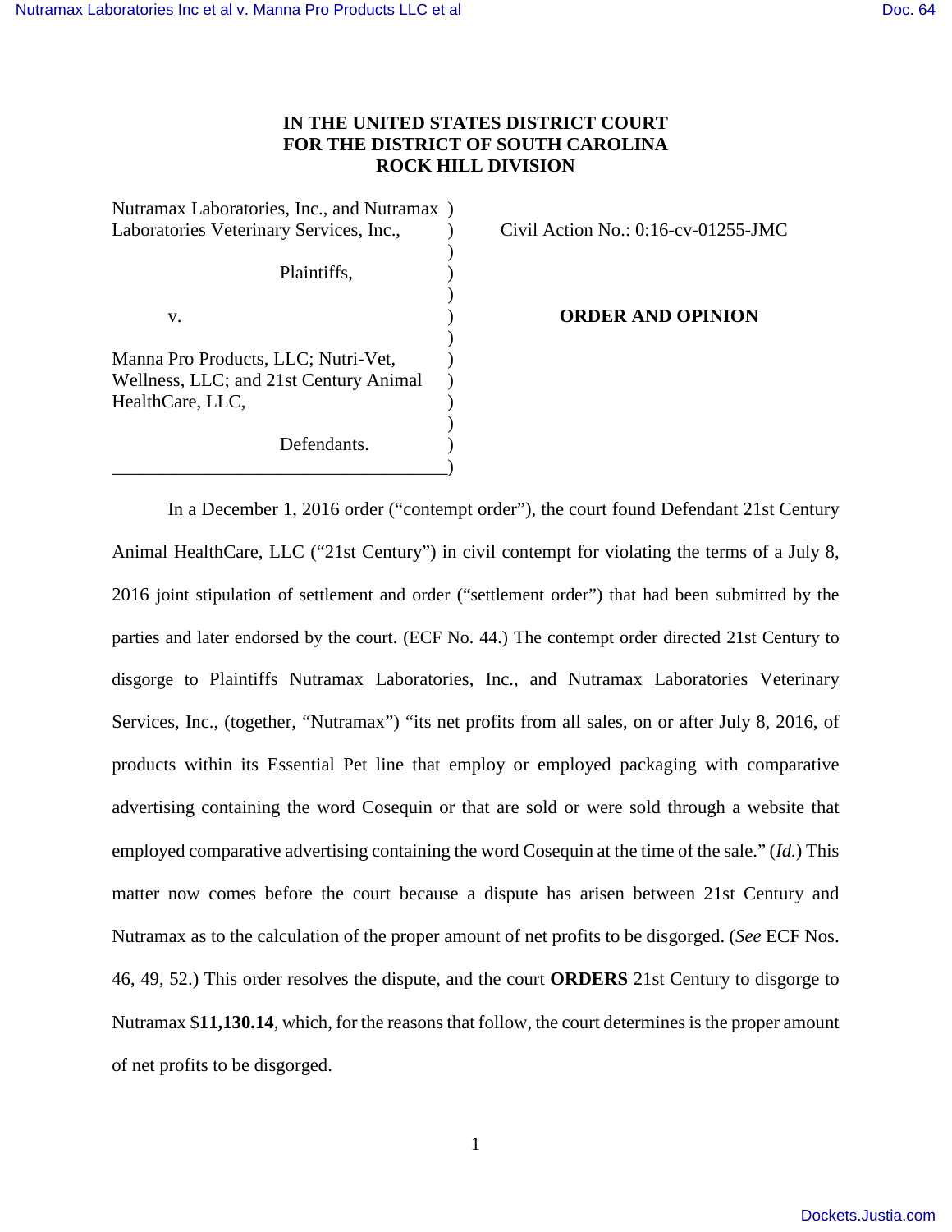**IN THE UNITED STATES DISTRICT COURT**
**FOR THE DISTRICT OF SOUTH CAROLINA**
**ROCK HILL DIVISION**

Nutramax Laboratories, Inc., and Nutramax Laboratories Veterinary Services, Inc.,

Plaintiffs,

v.

Manna Pro Products, LLC; Nutri-Vet, Wellness, LLC; and 21st Century Animal HealthCare, LLC,

Defendants.

Civil Action No.: 0:16-cv-01255-JMC

**ORDER AND OPINION**

In a December 1, 2016 order ("contempt order"), the court found Defendant 21st Century Animal HealthCare, LLC ("21st Century") in civil contempt for violating the terms of a July 8, 2016 joint stipulation of settlement and order ("settlement order") that had been submitted by the parties and later endorsed by the court. (ECF No. 44.) The contempt order directed 21st Century to disgorge to Plaintiffs Nutramax Laboratories, Inc., and Nutramax Laboratories Veterinary Services, Inc., (together, "Nutramax") "its net profits from all sales, on or after July 8, 2016, of products within its Essential Pet line that employ or employed packaging with comparative advertising containing the word Cosequin or that are sold or were sold through a website that employed comparative advertising containing the word Cosequin at the time of the sale." (*Id.*) This matter now comes before the court because a dispute has arisen between 21st Century and Nutramax as to the calculation of the proper amount of net profits to be disgorged. (*See* ECF Nos. 46, 49, 52.) This order resolves the dispute, and the court **ORDERS** 21st Century to disgorge to Nutramax $**11,130.14**, which, for the reasons that follow, the court determines is the proper amount of net profits to be disgorged.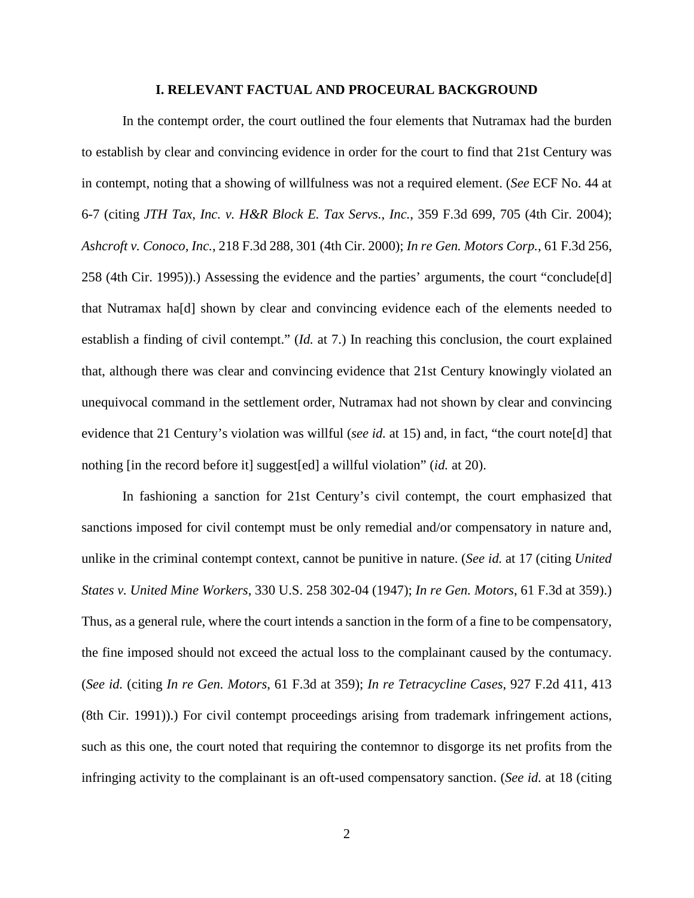## I. RELEVANT FACTUAL AND PROCEURAL BACKGROUND

In the contempt order, the court outlined the four elements that Nutramax had the burden to establish by clear and convincing evidence in order for the court to find that 21st Century was in contempt, noting that a showing of willfulness was not a required element. (*See* ECF No. 44 at 6-7 (citing *JTH Tax, Inc. v. H&R Block E. Tax Servs., Inc.*, 359 F.3d 699, 705 (4th Cir. 2004); *Ashcroft v. Conoco, Inc.*, 218 F.3d 288, 301 (4th Cir. 2000); *In re Gen. Motors Corp.*, 61 F.3d 256, 258 (4th Cir. 1995)).) Assessing the evidence and the parties' arguments, the court "conclude[d] that Nutramax ha[d] shown by clear and convincing evidence each of the elements needed to establish a finding of civil contempt." (*Id.* at 7.) In reaching this conclusion, the court explained that, although there was clear and convincing evidence that 21st Century knowingly violated an unequivocal command in the settlement order, Nutramax had not shown by clear and convincing evidence that 21 Century's violation was willful (*see id.* at 15) and, in fact, "the court note[d] that nothing [in the record before it] suggest[ed] a willful violation" (*id.* at 20).

In fashioning a sanction for 21st Century's civil contempt, the court emphasized that sanctions imposed for civil contempt must be only remedial and/or compensatory in nature and, unlike in the criminal contempt context, cannot be punitive in nature. (*See id.* at 17 (citing *United States v. United Mine Workers*, 330 U.S. 258 302-04 (1947); *In re Gen. Motors*, 61 F.3d at 359).) Thus, as a general rule, where the court intends a sanction in the form of a fine to be compensatory, the fine imposed should not exceed the actual loss to the complainant caused by the contumacy. (*See id.* (citing *In re Gen. Motors*, 61 F.3d at 359); *In re Tetracycline Cases*, 927 F.2d 411, 413 (8th Cir. 1991)).) For civil contempt proceedings arising from trademark infringement actions, such as this one, the court noted that requiring the contemnor to disgorge its net profits from the infringing activity to the complainant is an oft-used compensatory sanction. (*See id.* at 18 (citing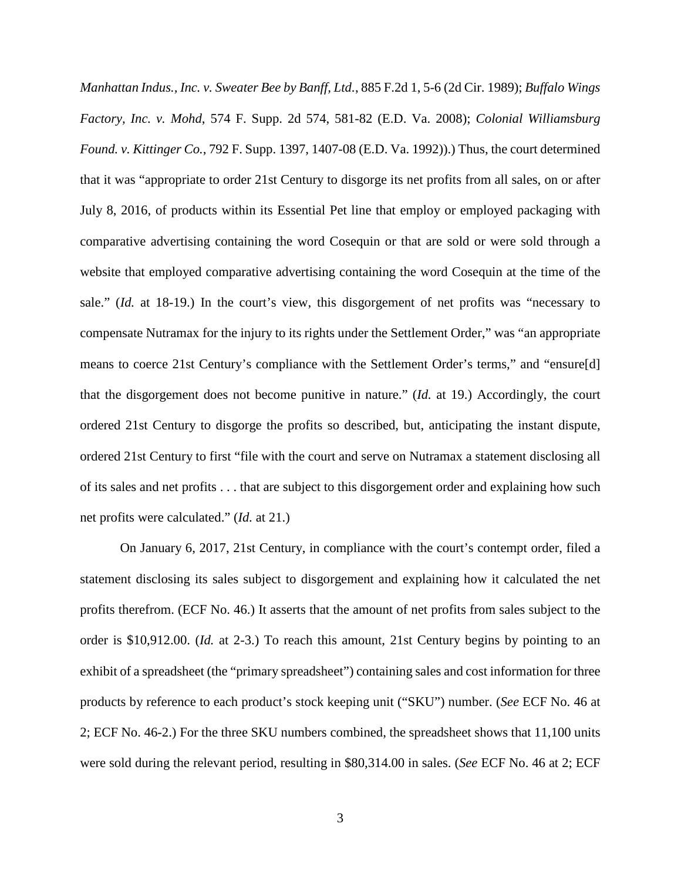*Manhattan Indus., Inc. v. Sweater Bee by Banff, Ltd.*, 885 F.2d 1, 5-6 (2d Cir. 1989); *Buffalo Wings Factory, Inc. v. Mohd*, 574 F. Supp. 2d 574, 581-82 (E.D. Va. 2008); *Colonial Williamsburg Found. v. Kittinger Co.*, 792 F. Supp. 1397, 1407-08 (E.D. Va. 1992)).) Thus, the court determined that it was "appropriate to order 21st Century to disgorge its net profits from all sales, on or after July 8, 2016, of products within its Essential Pet line that employ or employed packaging with comparative advertising containing the word Cosequin or that are sold or were sold through a website that employed comparative advertising containing the word Cosequin at the time of the sale." (*Id.* at 18-19.) In the court's view, this disgorgement of net profits was "necessary to compensate Nutramax for the injury to its rights under the Settlement Order," was "an appropriate means to coerce 21st Century's compliance with the Settlement Order's terms," and "ensure[d] that the disgorgement does not become punitive in nature." (*Id.* at 19.) Accordingly, the court ordered 21st Century to disgorge the profits so described, but, anticipating the instant dispute, ordered 21st Century to first "file with the court and serve on Nutramax a statement disclosing all of its sales and net profits . . . that are subject to this disgorgement order and explaining how such net profits were calculated." (*Id.* at 21.)

On January 6, 2017, 21st Century, in compliance with the court's contempt order, filed a statement disclosing its sales subject to disgorgement and explaining how it calculated the net profits therefrom. (ECF No. 46.) It asserts that the amount of net profits from sales subject to the order is $10,912.00. (*Id.* at 2-3.) To reach this amount, 21st Century begins by pointing to an exhibit of a spreadsheet (the "primary spreadsheet") containing sales and cost information for three products by reference to each product's stock keeping unit ("SKU") number. (*See* ECF No. 46 at 2; ECF No. 46-2.) For the three SKU numbers combined, the spreadsheet shows that 11,100 units were sold during the relevant period, resulting in $80,314.00 in sales. (*See* ECF No. 46 at 2; ECF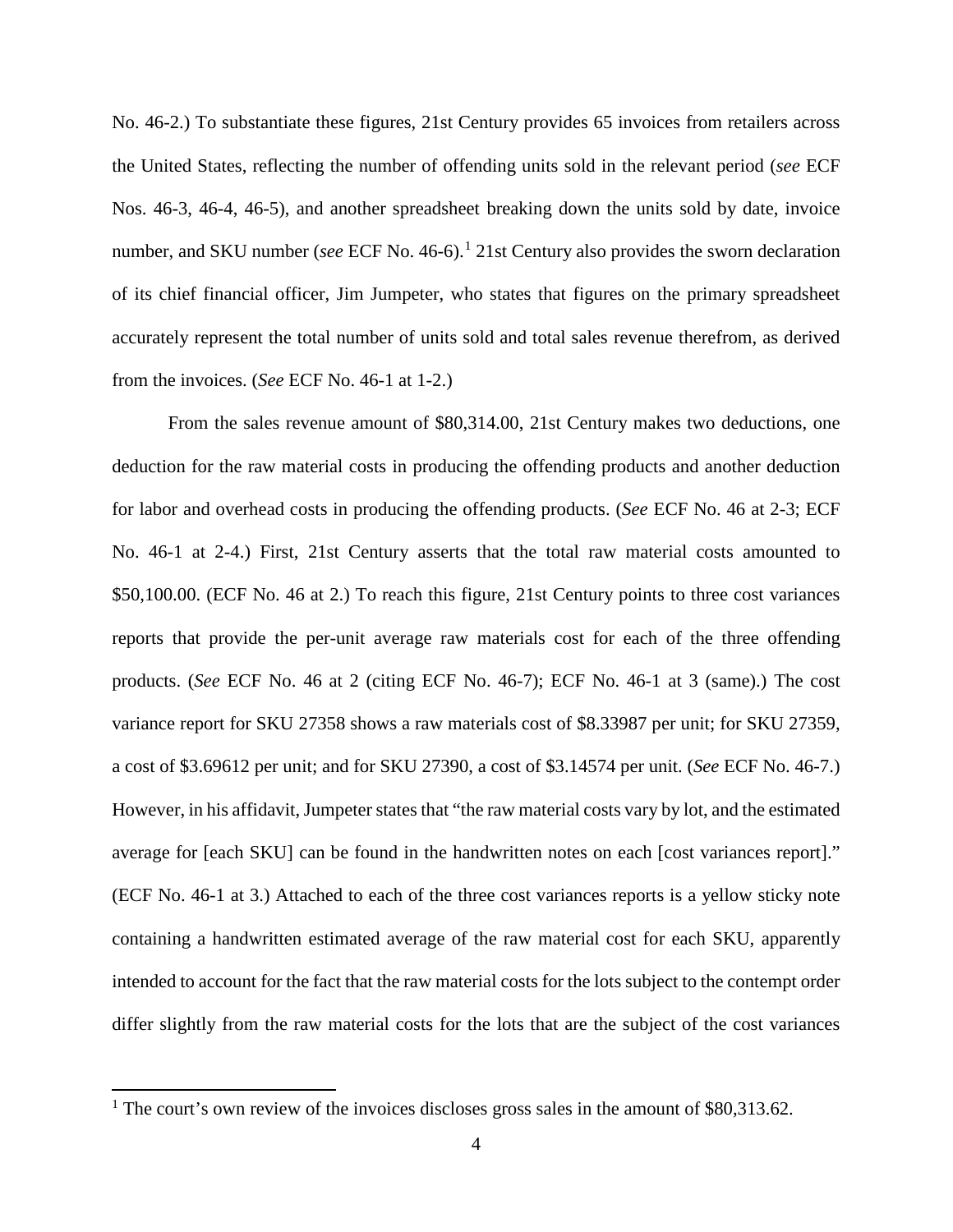No. 46-2.) To substantiate these figures, 21st Century provides 65 invoices from retailers across the United States, reflecting the number of offending units sold in the relevant period (*see* ECF Nos. 46-3, 46-4, 46-5), and another spreadsheet breaking down the units sold by date, invoice number, and SKU number (*see* ECF No. 46-6).[1] 21st Century also provides the sworn declaration of its chief financial officer, Jim Jumpeter, who states that figures on the primary spreadsheet accurately represent the total number of units sold and total sales revenue therefrom, as derived from the invoices. (*See* ECF No. 46-1 at 1-2.)

From the sales revenue amount of $80,314.00, 21st Century makes two deductions, one deduction for the raw material costs in producing the offending products and another deduction for labor and overhead costs in producing the offending products. (*See* ECF No. 46 at 2-3; ECF No. 46-1 at 2-4.) First, 21st Century asserts that the total raw material costs amounted to $50,100.00. (ECF No. 46 at 2.) To reach this figure, 21st Century points to three cost variances reports that provide the per-unit average raw materials cost for each of the three offending products. (*See* ECF No. 46 at 2 (citing ECF No. 46-7); ECF No. 46-1 at 3 (same).) The cost variance report for SKU 27358 shows a raw materials cost of $8.33987 per unit; for SKU 27359, a cost of $3.69612 per unit; and for SKU 27390, a cost of $3.14574 per unit. (*See* ECF No. 46-7.) However, in his affidavit, Jumpeter states that "the raw material costs vary by lot, and the estimated average for [each SKU] can be found in the handwritten notes on each [cost variances report]." (ECF No. 46-1 at 3.) Attached to each of the three cost variances reports is a yellow sticky note containing a handwritten estimated average of the raw material cost for each SKU, apparently intended to account for the fact that the raw material costs for the lots subject to the contempt order differ slightly from the raw material costs for the lots that are the subject of the cost variances

[1] The court's own review of the invoices discloses gross sales in the amount of $80,313.62.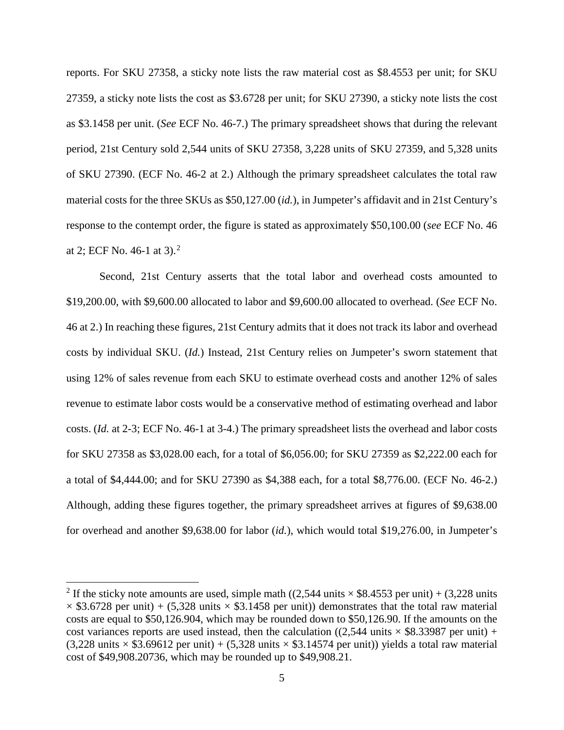reports. For SKU 27358, a sticky note lists the raw material cost as $8.4553 per unit; for SKU 27359, a sticky note lists the cost as $3.6728 per unit; for SKU 27390, a sticky note lists the cost as $3.1458 per unit. (*See* ECF No. 46-7.) The primary spreadsheet shows that during the relevant period, 21st Century sold 2,544 units of SKU 27358, 3,228 units of SKU 27359, and 5,328 units of SKU 27390. (ECF No. 46-2 at 2.) Although the primary spreadsheet calculates the total raw material costs for the three SKUs as $50,127.00 (*id.*), in Jumpeter's affidavit and in 21st Century's response to the contempt order, the figure is stated as approximately $50,100.00 (*see* ECF No. 46 at 2; ECF No. 46-1 at 3).[2]

Second, 21st Century asserts that the total labor and overhead costs amounted to $19,200.00, with $9,600.00 allocated to labor and $9,600.00 allocated to overhead. (*See* ECF No. 46 at 2.) In reaching these figures, 21st Century admits that it does not track its labor and overhead costs by individual SKU. (*Id.*) Instead, 21st Century relies on Jumpeter's sworn statement that using 12% of sales revenue from each SKU to estimate overhead costs and another 12% of sales revenue to estimate labor costs would be a conservative method of estimating overhead and labor costs. (*Id.* at 2-3; ECF No. 46-1 at 3-4.) The primary spreadsheet lists the overhead and labor costs for SKU 27358 as $3,028.00 each, for a total of $6,056.00; for SKU 27359 as $2,222.00 each for a total of $4,444.00; and for SKU 27390 as $4,388 each, for a total $8,776.00. (ECF No. 46-2.) Although, adding these figures together, the primary spreadsheet arrives at figures of $9,638.00 for overhead and another $9,638.00 for labor (*id.*), which would total $19,276.00, in Jumpeter's

---

[2] If the sticky note amounts are used, simple math ((2,544 units × $8.4553 per unit) + (3,228 units × $3.6728 per unit) + (5,328 units × $3.1458 per unit)) demonstrates that the total raw material costs are equal to $50,126.904, which may be rounded down to $50,126.90. If the amounts on the cost variances reports are used instead, then the calculation ((2,544 units × $8.33987 per unit) + (3,228 units × $3.69612 per unit) + (5,328 units × $3.14574 per unit)) yields a total raw material cost of $49,908.20736, which may be rounded up to $49,908.21.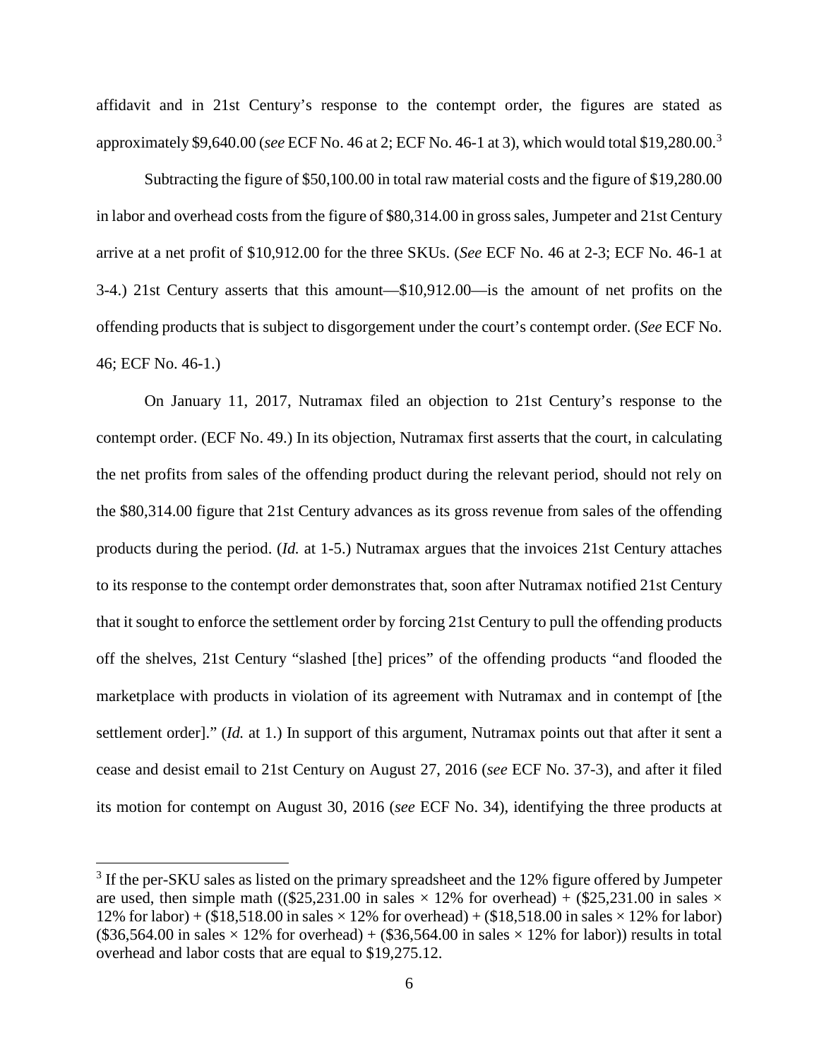affidavit and in 21st Century's response to the contempt order, the figures are stated as approximately $9,640.00 (*see* ECF No. 46 at 2; ECF No. 46-1 at 3), which would total $19,280.00.[3]

Subtracting the figure of $50,100.00 in total raw material costs and the figure of $19,280.00 in labor and overhead costs from the figure of $80,314.00 in gross sales, Jumpeter and 21st Century arrive at a net profit of $10,912.00 for the three SKUs. (*See* ECF No. 46 at 2-3; ECF No. 46-1 at 3-4.) 21st Century asserts that this amount—$10,912.00—is the amount of net profits on the offending products that is subject to disgorgement under the court's contempt order. (*See* ECF No. 46; ECF No. 46-1.)

On January 11, 2017, Nutramax filed an objection to 21st Century's response to the contempt order. (ECF No. 49.) In its objection, Nutramax first asserts that the court, in calculating the net profits from sales of the offending product during the relevant period, should not rely on the $80,314.00 figure that 21st Century advances as its gross revenue from sales of the offending products during the period. (*Id.* at 1-5.) Nutramax argues that the invoices 21st Century attaches to its response to the contempt order demonstrates that, soon after Nutramax notified 21st Century that it sought to enforce the settlement order by forcing 21st Century to pull the offending products off the shelves, 21st Century "slashed [the] prices" of the offending products "and flooded the marketplace with products in violation of its agreement with Nutramax and in contempt of [the settlement order]." (*Id.* at 1.) In support of this argument, Nutramax points out that after it sent a cease and desist email to 21st Century on August 27, 2016 (*see* ECF No. 37-3), and after it filed its motion for contempt on August 30, 2016 (*see* ECF No. 34), identifying the three products at

[3] If the per-SKU sales as listed on the primary spreadsheet and the 12% figure offered by Jumpeter are used, then simple math (($25,231.00 in sales × 12% for overhead) + ($25,231.00 in sales × 12% for labor) + ($18,518.00 in sales × 12% for overhead) + ($18,518.00 in sales × 12% for labor) ($36,564.00 in sales × 12% for overhead) + ($36,564.00 in sales × 12% for labor)) results in total overhead and labor costs that are equal to $19,275.12.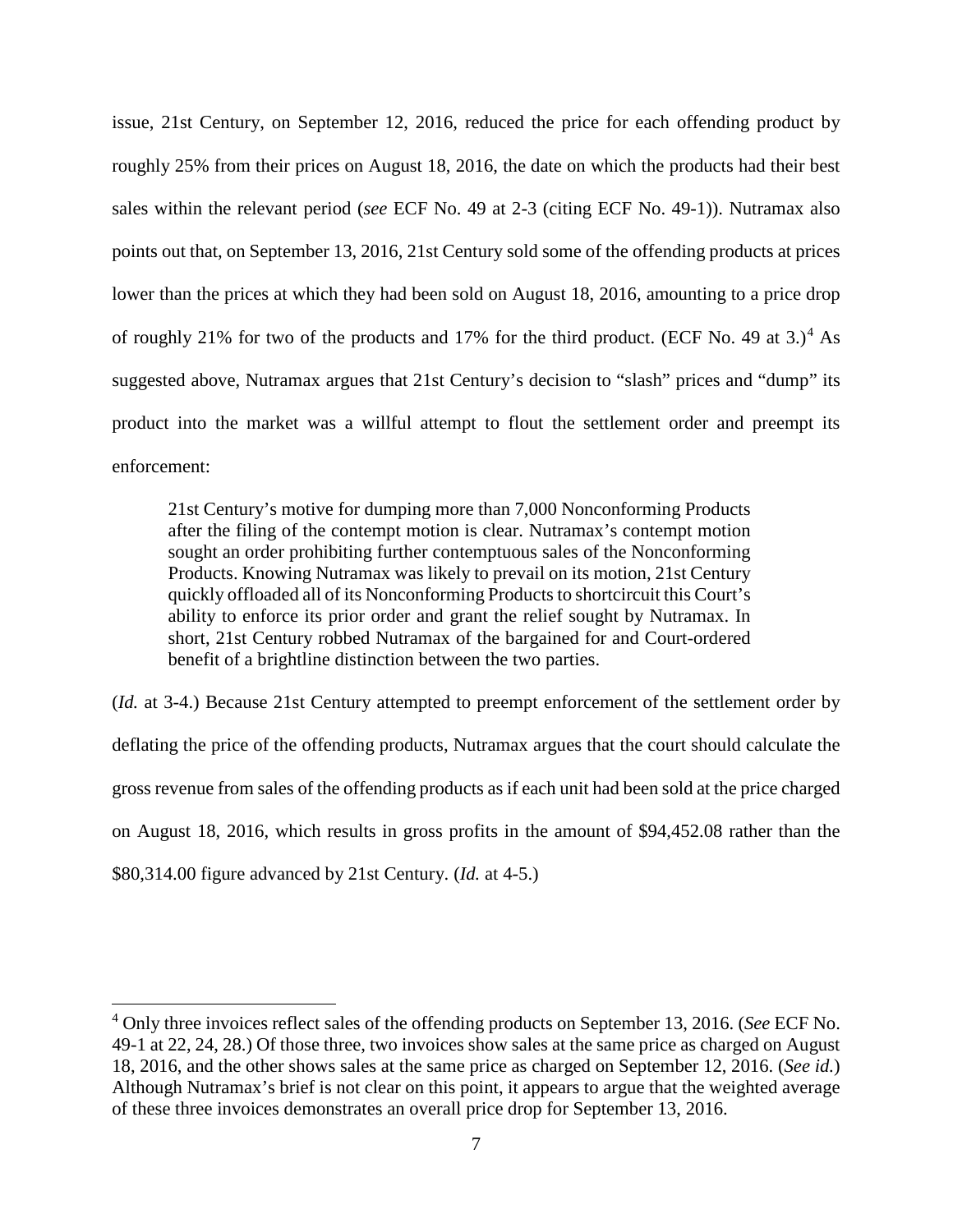issue, 21st Century, on September 12, 2016, reduced the price for each offending product by roughly 25% from their prices on August 18, 2016, the date on which the products had their best sales within the relevant period (*see* ECF No. 49 at 2-3 (citing ECF No. 49-1)). Nutramax also points out that, on September 13, 2016, 21st Century sold some of the offending products at prices lower than the prices at which they had been sold on August 18, 2016, amounting to a price drop of roughly 21% for two of the products and 17% for the third product. (ECF No. 49 at 3.)[4] As suggested above, Nutramax argues that 21st Century's decision to "slash" prices and "dump" its product into the market was a willful attempt to flout the settlement order and preempt its enforcement:

> 21st Century's motive for dumping more than 7,000 Nonconforming Products after the filing of the contempt motion is clear. Nutramax's contempt motion sought an order prohibiting further contemptuous sales of the Nonconforming Products. Knowing Nutramax was likely to prevail on its motion, 21st Century quickly offloaded all of its Nonconforming Products to shortcircuit this Court's ability to enforce its prior order and grant the relief sought by Nutramax. In short, 21st Century robbed Nutramax of the bargained for and Court-ordered benefit of a brightline distinction between the two parties.

(*Id.* at 3-4.) Because 21st Century attempted to preempt enforcement of the settlement order by deflating the price of the offending products, Nutramax argues that the court should calculate the gross revenue from sales of the offending products as if each unit had been sold at the price charged on August 18, 2016, which results in gross profits in the amount of $94,452.08 rather than the $80,314.00 figure advanced by 21st Century. (*Id.* at 4-5.)

---

[4] Only three invoices reflect sales of the offending products on September 13, 2016. (*See* ECF No. 49-1 at 22, 24, 28.) Of those three, two invoices show sales at the same price as charged on August 18, 2016, and the other shows sales at the same price as charged on September 12, 2016. (*See id.*) Although Nutramax's brief is not clear on this point, it appears to argue that the weighted average of these three invoices demonstrates an overall price drop for September 13, 2016.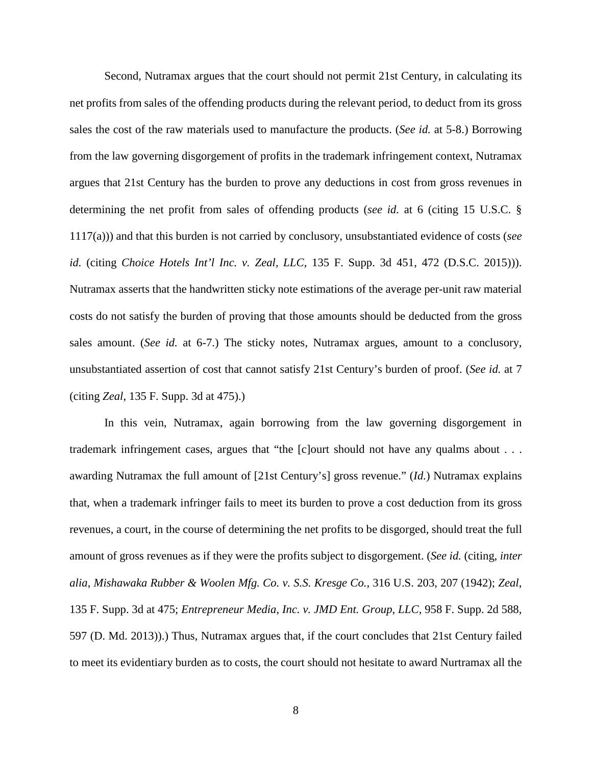Second, Nutramax argues that the court should not permit 21st Century, in calculating its net profits from sales of the offending products during the relevant period, to deduct from its gross sales the cost of the raw materials used to manufacture the products. (*See id.* at 5-8.) Borrowing from the law governing disgorgement of profits in the trademark infringement context, Nutramax argues that 21st Century has the burden to prove any deductions in cost from gross revenues in determining the net profit from sales of offending products (*see id.* at 6 (citing 15 U.S.C. § 1117(a))) and that this burden is not carried by conclusory, unsubstantiated evidence of costs (*see id.* (citing *Choice Hotels Int'l Inc. v. Zeal, LLC*, 135 F. Supp. 3d 451, 472 (D.S.C. 2015))). Nutramax asserts that the handwritten sticky note estimations of the average per-unit raw material costs do not satisfy the burden of proving that those amounts should be deducted from the gross sales amount. (*See id.* at 6-7.) The sticky notes, Nutramax argues, amount to a conclusory, unsubstantiated assertion of cost that cannot satisfy 21st Century's burden of proof. (*See id.* at 7 (citing *Zeal*, 135 F. Supp. 3d at 475).)

In this vein, Nutramax, again borrowing from the law governing disgorgement in trademark infringement cases, argues that "the [c]ourt should not have any qualms about . . . awarding Nutramax the full amount of [21st Century's] gross revenue." (*Id.*) Nutramax explains that, when a trademark infringer fails to meet its burden to prove a cost deduction from its gross revenues, a court, in the course of determining the net profits to be disgorged, should treat the full amount of gross revenues as if they were the profits subject to disgorgement. (*See id.* (citing, *inter alia*, *Mishawaka Rubber & Woolen Mfg. Co. v. S.S. Kresge Co.*, 316 U.S. 203, 207 (1942); *Zeal*, 135 F. Supp. 3d at 475; *Entrepreneur Media, Inc. v. JMD Ent. Group, LLC*, 958 F. Supp. 2d 588, 597 (D. Md. 2013)).) Thus, Nutramax argues that, if the court concludes that 21st Century failed to meet its evidentiary burden as to costs, the court should not hesitate to award Nurtramax all the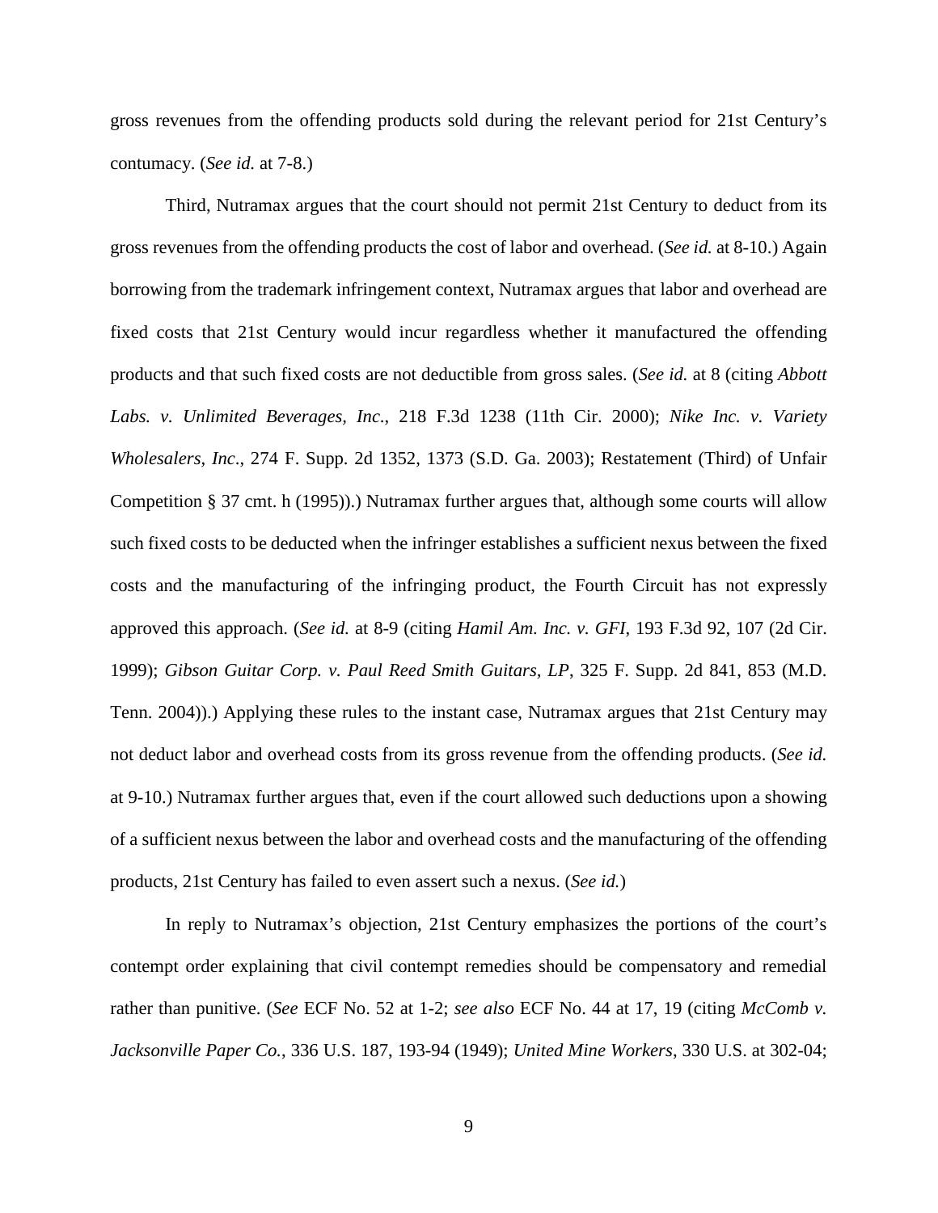gross revenues from the offending products sold during the relevant period for 21st Century's contumacy. (*See id.* at 7-8.)

Third, Nutramax argues that the court should not permit 21st Century to deduct from its gross revenues from the offending products the cost of labor and overhead. (*See id.* at 8-10.) Again borrowing from the trademark infringement context, Nutramax argues that labor and overhead are fixed costs that 21st Century would incur regardless whether it manufactured the offending products and that such fixed costs are not deductible from gross sales. (*See id.* at 8 (citing *Abbott Labs. v. Unlimited Beverages, Inc.*, 218 F.3d 1238 (11th Cir. 2000); *Nike Inc. v. Variety Wholesalers, Inc.*, 274 F. Supp. 2d 1352, 1373 (S.D. Ga. 2003); Restatement (Third) of Unfair Competition § 37 cmt. h (1995)).) Nutramax further argues that, although some courts will allow such fixed costs to be deducted when the infringer establishes a sufficient nexus between the fixed costs and the manufacturing of the infringing product, the Fourth Circuit has not expressly approved this approach. (*See id.* at 8-9 (citing *Hamil Am. Inc. v. GFI*, 193 F.3d 92, 107 (2d Cir. 1999); *Gibson Guitar Corp. v. Paul Reed Smith Guitars, LP*, 325 F. Supp. 2d 841, 853 (M.D. Tenn. 2004)).) Applying these rules to the instant case, Nutramax argues that 21st Century may not deduct labor and overhead costs from its gross revenue from the offending products. (*See id.* at 9-10.) Nutramax further argues that, even if the court allowed such deductions upon a showing of a sufficient nexus between the labor and overhead costs and the manufacturing of the offending products, 21st Century has failed to even assert such a nexus. (*See id.*)

In reply to Nutramax's objection, 21st Century emphasizes the portions of the court's contempt order explaining that civil contempt remedies should be compensatory and remedial rather than punitive. (*See* ECF No. 52 at 1-2; *see also* ECF No. 44 at 17, 19 (citing *McComb v. Jacksonville Paper Co.*, 336 U.S. 187, 193-94 (1949); *United Mine Workers*, 330 U.S. at 302-04;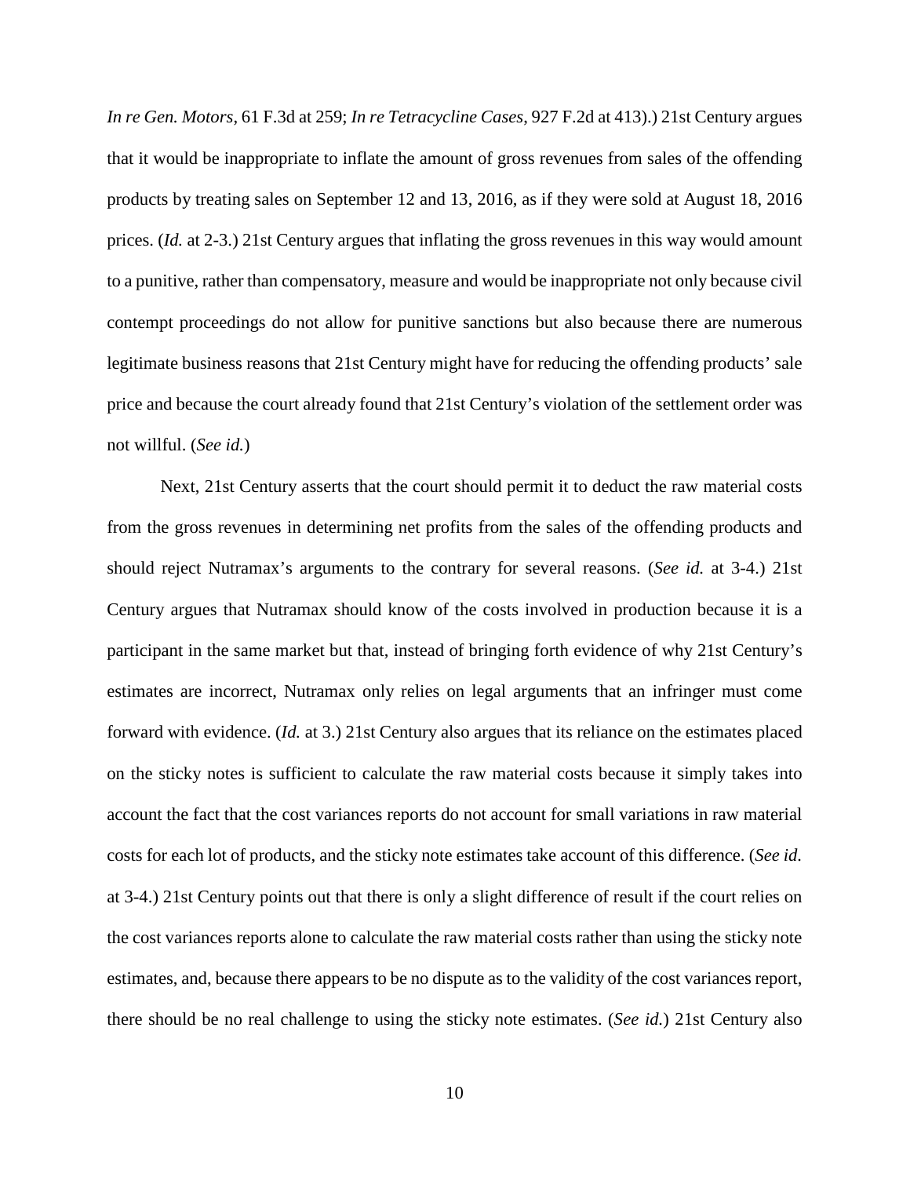*In re Gen. Motors*, 61 F.3d at 259; *In re Tetracycline Cases*, 927 F.2d at 413).) 21st Century argues that it would be inappropriate to inflate the amount of gross revenues from sales of the offending products by treating sales on September 12 and 13, 2016, as if they were sold at August 18, 2016 prices. (*Id.* at 2-3.) 21st Century argues that inflating the gross revenues in this way would amount to a punitive, rather than compensatory, measure and would be inappropriate not only because civil contempt proceedings do not allow for punitive sanctions but also because there are numerous legitimate business reasons that 21st Century might have for reducing the offending products' sale price and because the court already found that 21st Century's violation of the settlement order was not willful. (*See id.*)

Next, 21st Century asserts that the court should permit it to deduct the raw material costs from the gross revenues in determining net profits from the sales of the offending products and should reject Nutramax's arguments to the contrary for several reasons. (*See id.* at 3-4.) 21st Century argues that Nutramax should know of the costs involved in production because it is a participant in the same market but that, instead of bringing forth evidence of why 21st Century's estimates are incorrect, Nutramax only relies on legal arguments that an infringer must come forward with evidence. (*Id.* at 3.) 21st Century also argues that its reliance on the estimates placed on the sticky notes is sufficient to calculate the raw material costs because it simply takes into account the fact that the cost variances reports do not account for small variations in raw material costs for each lot of products, and the sticky note estimates take account of this difference. (*See id.* at 3-4.) 21st Century points out that there is only a slight difference of result if the court relies on the cost variances reports alone to calculate the raw material costs rather than using the sticky note estimates, and, because there appears to be no dispute as to the validity of the cost variances report, there should be no real challenge to using the sticky note estimates. (*See id.*) 21st Century also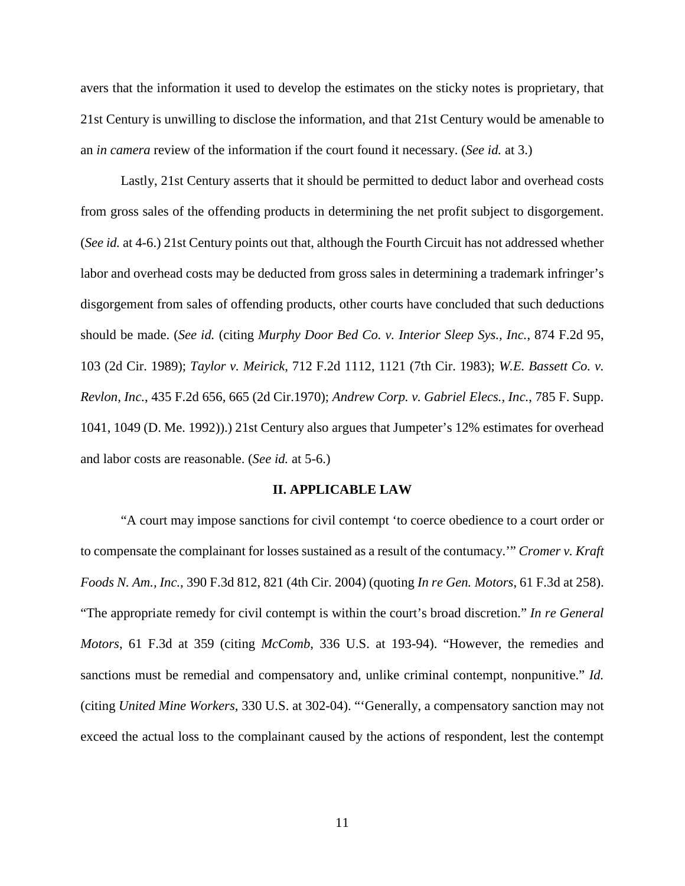avers that the information it used to develop the estimates on the sticky notes is proprietary, that 21st Century is unwilling to disclose the information, and that 21st Century would be amenable to an *in camera* review of the information if the court found it necessary. (*See id.* at 3.)

Lastly, 21st Century asserts that it should be permitted to deduct labor and overhead costs from gross sales of the offending products in determining the net profit subject to disgorgement. (*See id.* at 4-6.) 21st Century points out that, although the Fourth Circuit has not addressed whether labor and overhead costs may be deducted from gross sales in determining a trademark infringer's disgorgement from sales of offending products, other courts have concluded that such deductions should be made. (*See id.* (citing *Murphy Door Bed Co. v. Interior Sleep Sys., Inc.*, 874 F.2d 95, 103 (2d Cir. 1989); *Taylor v. Meirick*, 712 F.2d 1112, 1121 (7th Cir. 1983); *W.E. Bassett Co. v. Revlon, Inc.*, 435 F.2d 656, 665 (2d Cir.1970); *Andrew Corp. v. Gabriel Elecs., Inc.*, 785 F. Supp. 1041, 1049 (D. Me. 1992)).) 21st Century also argues that Jumpeter's 12% estimates for overhead and labor costs are reasonable. (*See id.* at 5-6.)

## II. APPLICABLE LAW

"A court may impose sanctions for civil contempt 'to coerce obedience to a court order or to compensate the complainant for losses sustained as a result of the contumacy.'" *Cromer v. Kraft Foods N. Am., Inc.*, 390 F.3d 812, 821 (4th Cir. 2004) (quoting *In re Gen. Motors*, 61 F.3d at 258). "The appropriate remedy for civil contempt is within the court's broad discretion." *In re General Motors*, 61 F.3d at 359 (citing *McComb*, 336 U.S. at 193-94). "However, the remedies and sanctions must be remedial and compensatory and, unlike criminal contempt, nonpunitive." *Id.* (citing *United Mine Workers*, 330 U.S. at 302-04). "'Generally, a compensatory sanction may not exceed the actual loss to the complainant caused by the actions of respondent, lest the contempt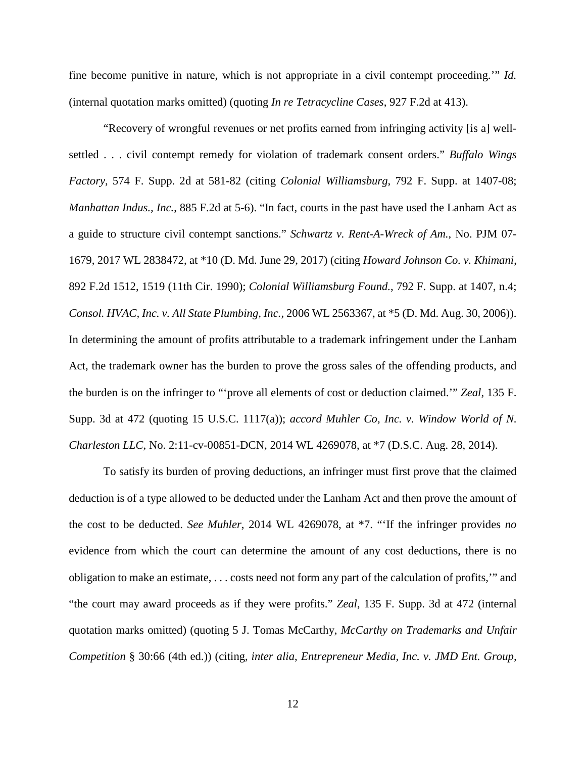fine become punitive in nature, which is not appropriate in a civil contempt proceeding.'" *Id.* (internal quotation marks omitted) (quoting *In re Tetracycline Cases*, 927 F.2d at 413).

"Recovery of wrongful revenues or net profits earned from infringing activity [is a] well-settled . . . civil contempt remedy for violation of trademark consent orders." *Buffalo Wings Factory*, 574 F. Supp. 2d at 581-82 (citing *Colonial Williamsburg*, 792 F. Supp. at 1407-08; *Manhattan Indus., Inc.*, 885 F.2d at 5-6). "In fact, courts in the past have used the Lanham Act as a guide to structure civil contempt sanctions." *Schwartz v. Rent-A-Wreck of Am.*, No. PJM 07-1679, 2017 WL 2838472, at *10 (D. Md. June 29, 2017) (citing *Howard Johnson Co. v. Khimani*, 892 F.2d 1512, 1519 (11th Cir. 1990); *Colonial Williamsburg Found.*, 792 F. Supp. at 1407, n.4; *Consol. HVAC, Inc. v. All State Plumbing, Inc.*, 2006 WL 2563367, at *5 (D. Md. Aug. 30, 2006)). In determining the amount of profits attributable to a trademark infringement under the Lanham Act, the trademark owner has the burden to prove the gross sales of the offending products, and the burden is on the infringer to "'prove all elements of cost or deduction claimed.'" *Zeal*, 135 F. Supp. 3d at 472 (quoting 15 U.S.C. 1117(a)); *accord Muhler Co, Inc. v. Window World of N. Charleston LLC*, No. 2:11-cv-00851-DCN, 2014 WL 4269078, at *7 (D.S.C. Aug. 28, 2014).

To satisfy its burden of proving deductions, an infringer must first prove that the claimed deduction is of a type allowed to be deducted under the Lanham Act and then prove the amount of the cost to be deducted. *See Muhler*, 2014 WL 4269078, at *7. "'If the infringer provides *no* evidence from which the court can determine the amount of any cost deductions, there is no obligation to make an estimate, . . . costs need not form any part of the calculation of profits,'" and "the court may award proceeds as if they were profits." *Zeal*, 135 F. Supp. 3d at 472 (internal quotation marks omitted) (quoting 5 J. Tomas McCarthy, *McCarthy on Trademarks and Unfair Competition* § 30:66 (4th ed.)) (citing, *inter alia*, *Entrepreneur Media, Inc. v. JMD Ent. Group*,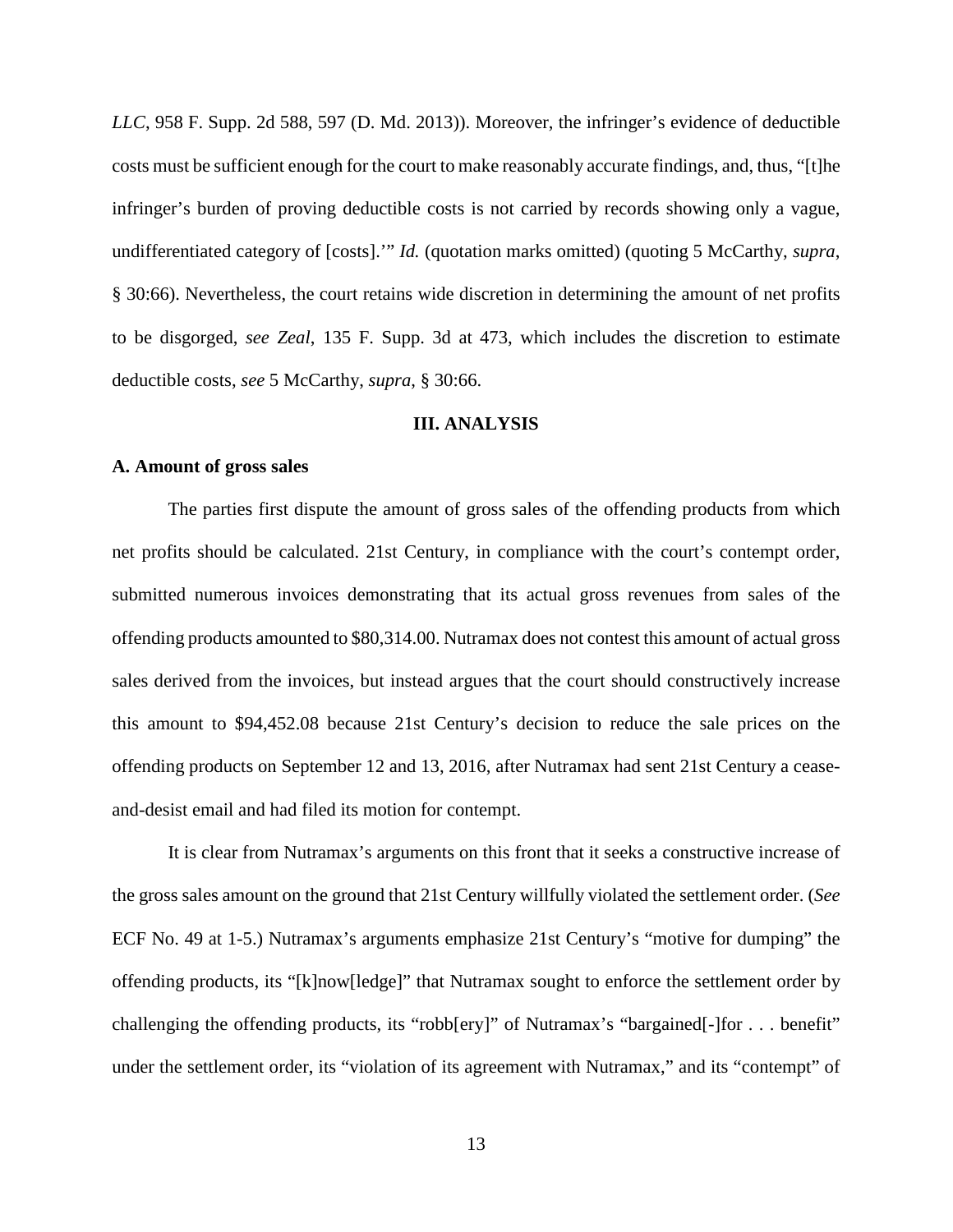*LLC*, 958 F. Supp. 2d 588, 597 (D. Md. 2013)). Moreover, the infringer's evidence of deductible costs must be sufficient enough for the court to make reasonably accurate findings, and, thus, "[t]he infringer's burden of proving deductible costs is not carried by records showing only a vague, undifferentiated category of [costs].'" *Id.* (quotation marks omitted) (quoting 5 McCarthy, *supra*, § 30:66). Nevertheless, the court retains wide discretion in determining the amount of net profits to be disgorged, *see Zeal*, 135 F. Supp. 3d at 473, which includes the discretion to estimate deductible costs, *see* 5 McCarthy, *supra*, § 30:66.

## III. ANALYSIS

### A. Amount of gross sales

The parties first dispute the amount of gross sales of the offending products from which net profits should be calculated. 21st Century, in compliance with the court's contempt order, submitted numerous invoices demonstrating that its actual gross revenues from sales of the offending products amounted to $80,314.00. Nutramax does not contest this amount of actual gross sales derived from the invoices, but instead argues that the court should constructively increase this amount to $94,452.08 because 21st Century's decision to reduce the sale prices on the offending products on September 12 and 13, 2016, after Nutramax had sent 21st Century a cease-and-desist email and had filed its motion for contempt.

It is clear from Nutramax's arguments on this front that it seeks a constructive increase of the gross sales amount on the ground that 21st Century willfully violated the settlement order. (*See* ECF No. 49 at 1-5.) Nutramax's arguments emphasize 21st Century's "motive for dumping" the offending products, its "[k]now[ledge]" that Nutramax sought to enforce the settlement order by challenging the offending products, its "robb[ery]" of Nutramax's "bargained[-]for . . . benefit" under the settlement order, its "violation of its agreement with Nutramax," and its "contempt" of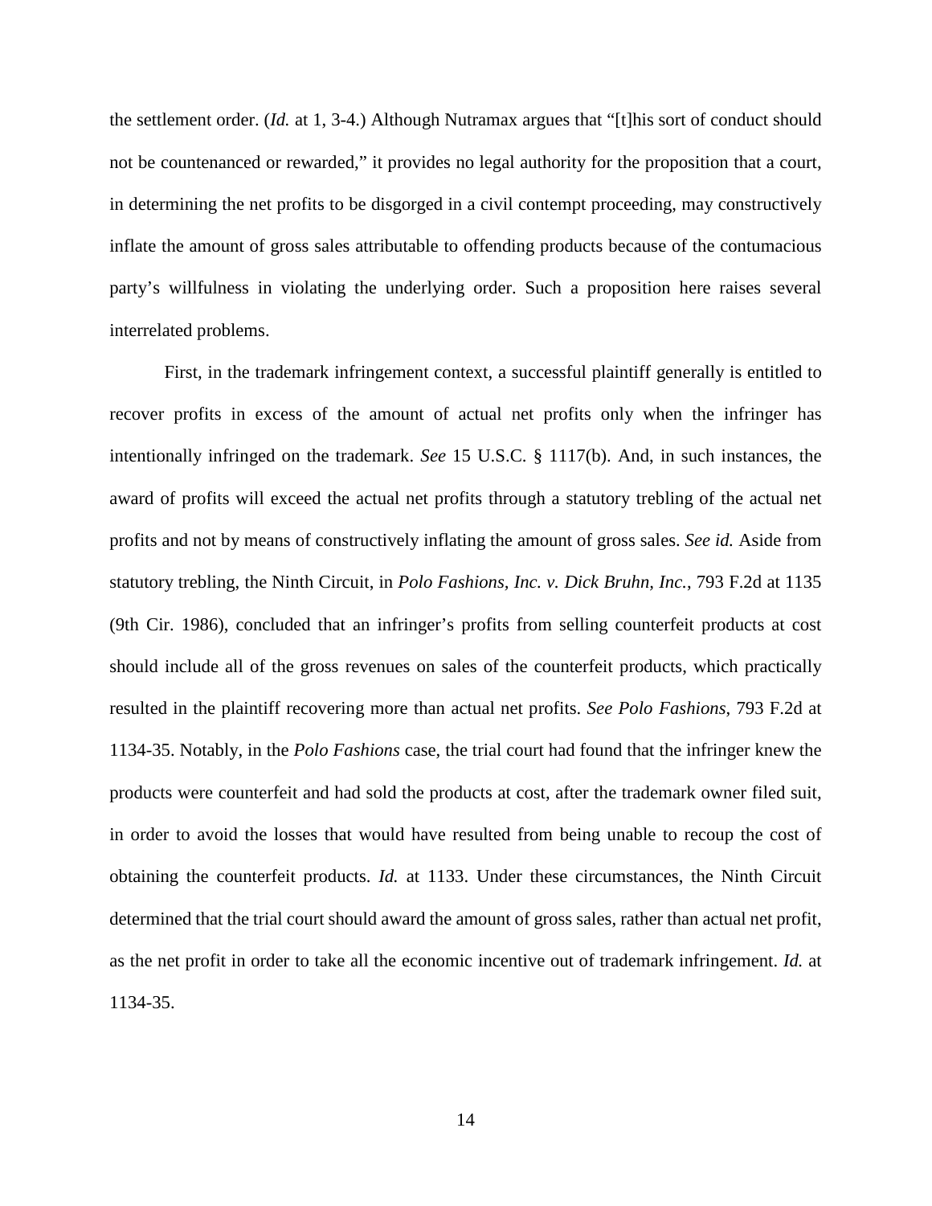the settlement order. (*Id.* at 1, 3-4.) Although Nutramax argues that "[t]his sort of conduct should not be countenanced or rewarded," it provides no legal authority for the proposition that a court, in determining the net profits to be disgorged in a civil contempt proceeding, may constructively inflate the amount of gross sales attributable to offending products because of the contumacious party's willfulness in violating the underlying order. Such a proposition here raises several interrelated problems.

First, in the trademark infringement context, a successful plaintiff generally is entitled to recover profits in excess of the amount of actual net profits only when the infringer has intentionally infringed on the trademark. *See* 15 U.S.C. § 1117(b). And, in such instances, the award of profits will exceed the actual net profits through a statutory trebling of the actual net profits and not by means of constructively inflating the amount of gross sales. *See id.* Aside from statutory trebling, the Ninth Circuit, in *Polo Fashions, Inc. v. Dick Bruhn, Inc.*, 793 F.2d at 1135 (9th Cir. 1986), concluded that an infringer's profits from selling counterfeit products at cost should include all of the gross revenues on sales of the counterfeit products, which practically resulted in the plaintiff recovering more than actual net profits. *See Polo Fashions*, 793 F.2d at 1134-35. Notably, in the *Polo Fashions* case, the trial court had found that the infringer knew the products were counterfeit and had sold the products at cost, after the trademark owner filed suit, in order to avoid the losses that would have resulted from being unable to recoup the cost of obtaining the counterfeit products. *Id.* at 1133. Under these circumstances, the Ninth Circuit determined that the trial court should award the amount of gross sales, rather than actual net profit, as the net profit in order to take all the economic incentive out of trademark infringement. *Id.* at 1134-35.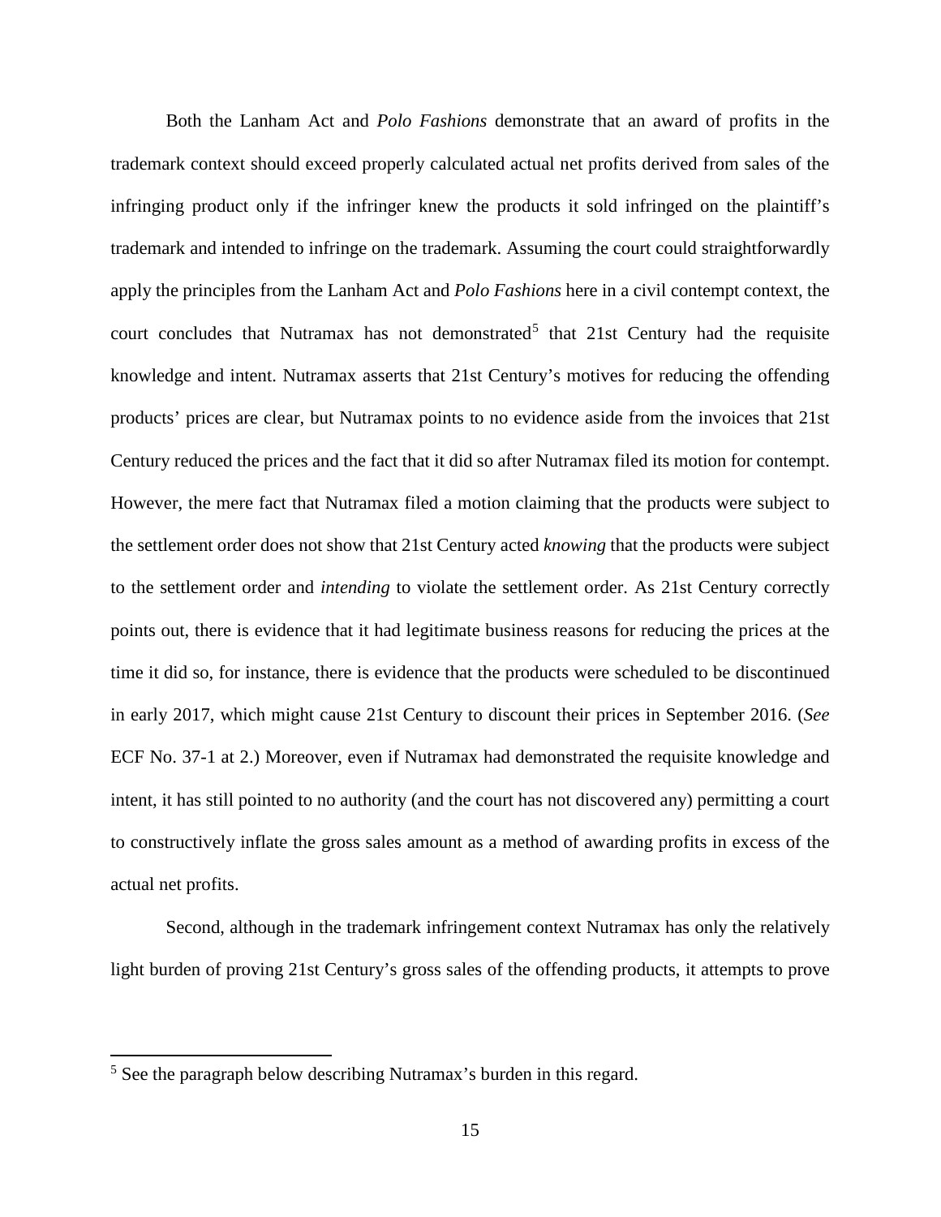Both the Lanham Act and *Polo Fashions* demonstrate that an award of profits in the trademark context should exceed properly calculated actual net profits derived from sales of the infringing product only if the infringer knew the products it sold infringed on the plaintiff's trademark and intended to infringe on the trademark. Assuming the court could straightforwardly apply the principles from the Lanham Act and *Polo Fashions* here in a civil contempt context, the court concludes that Nutramax has not demonstrated[5] that 21st Century had the requisite knowledge and intent. Nutramax asserts that 21st Century's motives for reducing the offending products' prices are clear, but Nutramax points to no evidence aside from the invoices that 21st Century reduced the prices and the fact that it did so after Nutramax filed its motion for contempt. However, the mere fact that Nutramax filed a motion claiming that the products were subject to the settlement order does not show that 21st Century acted *knowing* that the products were subject to the settlement order and *intending* to violate the settlement order. As 21st Century correctly points out, there is evidence that it had legitimate business reasons for reducing the prices at the time it did so, for instance, there is evidence that the products were scheduled to be discontinued in early 2017, which might cause 21st Century to discount their prices in September 2016. (*See* ECF No. 37-1 at 2.) Moreover, even if Nutramax had demonstrated the requisite knowledge and intent, it has still pointed to no authority (and the court has not discovered any) permitting a court to constructively inflate the gross sales amount as a method of awarding profits in excess of the actual net profits.

Second, although in the trademark infringement context Nutramax has only the relatively light burden of proving 21st Century's gross sales of the offending products, it attempts to prove

---

[5] See the paragraph below describing Nutramax's burden in this regard.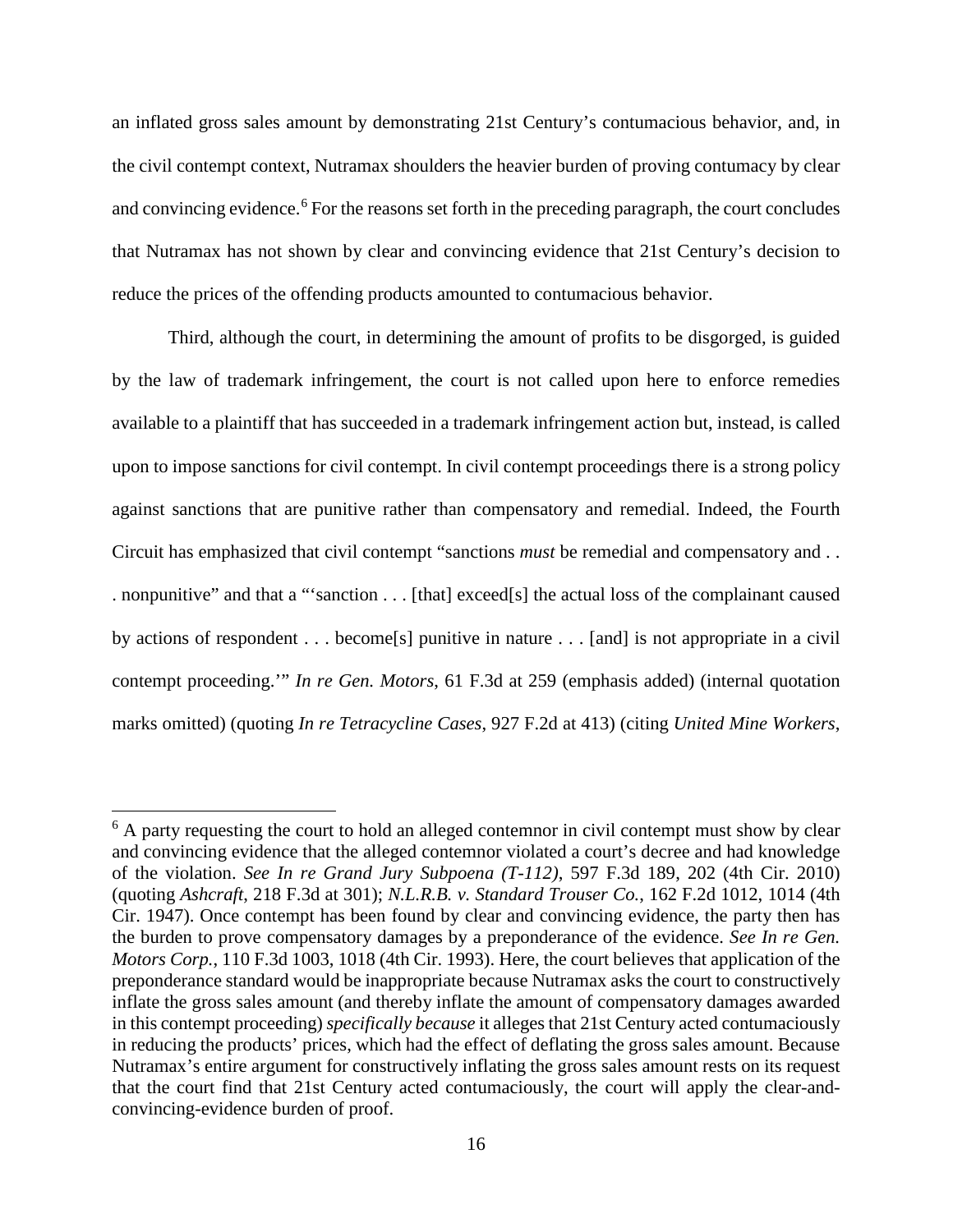an inflated gross sales amount by demonstrating 21st Century's contumacious behavior, and, in the civil contempt context, Nutramax shoulders the heavier burden of proving contumacy by clear and convincing evidence.[6] For the reasons set forth in the preceding paragraph, the court concludes that Nutramax has not shown by clear and convincing evidence that 21st Century's decision to reduce the prices of the offending products amounted to contumacious behavior.

Third, although the court, in determining the amount of profits to be disgorged, is guided by the law of trademark infringement, the court is not called upon here to enforce remedies available to a plaintiff that has succeeded in a trademark infringement action but, instead, is called upon to impose sanctions for civil contempt. In civil contempt proceedings there is a strong policy against sanctions that are punitive rather than compensatory and remedial. Indeed, the Fourth Circuit has emphasized that civil contempt "sanctions *must* be remedial and compensatory and . . . . nonpunitive" and that a "'sanction . . . [that] exceed[s] the actual loss of the complainant caused by actions of respondent . . . become[s] punitive in nature . . . [and] is not appropriate in a civil contempt proceeding.'" *In re Gen. Motors*, 61 F.3d at 259 (emphasis added) (internal quotation marks omitted) (quoting *In re Tetracycline Cases*, 927 F.2d at 413) (citing *United Mine Workers*,

[6] A party requesting the court to hold an alleged contemnor in civil contempt must show by clear and convincing evidence that the alleged contemnor violated a court's decree and had knowledge of the violation. *See In re Grand Jury Subpoena (T-112)*, 597 F.3d 189, 202 (4th Cir. 2010) (quoting *Ashcraft*, 218 F.3d at 301); *N.L.R.B. v. Standard Trouser Co.*, 162 F.2d 1012, 1014 (4th Cir. 1947). Once contempt has been found by clear and convincing evidence, the party then has the burden to prove compensatory damages by a preponderance of the evidence. *See In re Gen. Motors Corp.*, 110 F.3d 1003, 1018 (4th Cir. 1993). Here, the court believes that application of the preponderance standard would be inappropriate because Nutramax asks the court to constructively inflate the gross sales amount (and thereby inflate the amount of compensatory damages awarded in this contempt proceeding) *specifically because* it alleges that 21st Century acted contumaciously in reducing the products' prices, which had the effect of deflating the gross sales amount. Because Nutramax's entire argument for constructively inflating the gross sales amount rests on its request that the court find that 21st Century acted contumaciously, the court will apply the clear-and-convincing-evidence burden of proof.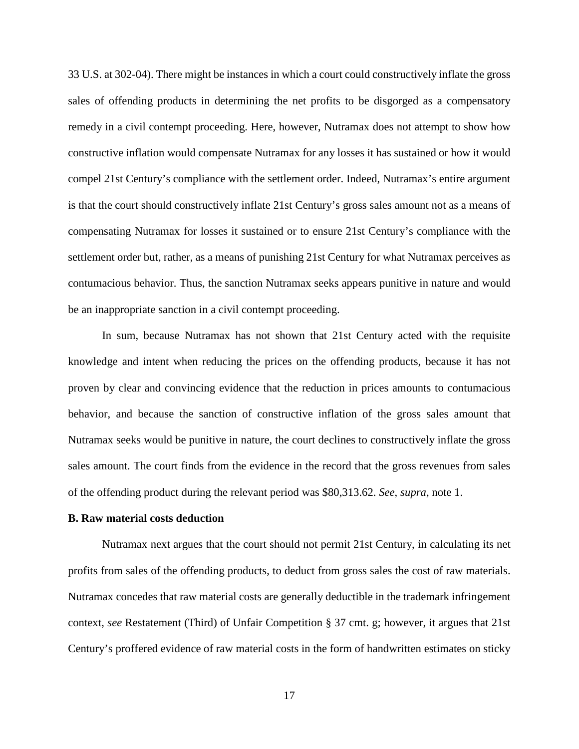33 U.S. at 302-04). There might be instances in which a court could constructively inflate the gross sales of offending products in determining the net profits to be disgorged as a compensatory remedy in a civil contempt proceeding. Here, however, Nutramax does not attempt to show how constructive inflation would compensate Nutramax for any losses it has sustained or how it would compel 21st Century's compliance with the settlement order. Indeed, Nutramax's entire argument is that the court should constructively inflate 21st Century's gross sales amount not as a means of compensating Nutramax for losses it sustained or to ensure 21st Century's compliance with the settlement order but, rather, as a means of punishing 21st Century for what Nutramax perceives as contumacious behavior. Thus, the sanction Nutramax seeks appears punitive in nature and would be an inappropriate sanction in a civil contempt proceeding.

In sum, because Nutramax has not shown that 21st Century acted with the requisite knowledge and intent when reducing the prices on the offending products, because it has not proven by clear and convincing evidence that the reduction in prices amounts to contumacious behavior, and because the sanction of constructive inflation of the gross sales amount that Nutramax seeks would be punitive in nature, the court declines to constructively inflate the gross sales amount. The court finds from the evidence in the record that the gross revenues from sales of the offending product during the relevant period was $80,313.62. *See*, *supra*, note 1.

**B. Raw material costs deduction**

Nutramax next argues that the court should not permit 21st Century, in calculating its net profits from sales of the offending products, to deduct from gross sales the cost of raw materials. Nutramax concedes that raw material costs are generally deductible in the trademark infringement context, *see* Restatement (Third) of Unfair Competition § 37 cmt. g; however, it argues that 21st Century's proffered evidence of raw material costs in the form of handwritten estimates on sticky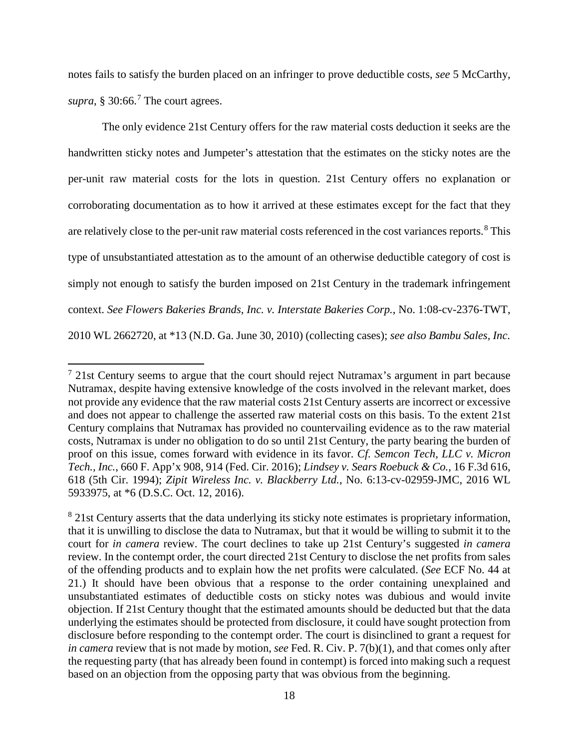notes fails to satisfy the burden placed on an infringer to prove deductible costs, *see* 5 McCarthy, *supra*, § 30:66.[7] The court agrees.

The only evidence 21st Century offers for the raw material costs deduction it seeks are the handwritten sticky notes and Jumpeter's attestation that the estimates on the sticky notes are the per-unit raw material costs for the lots in question. 21st Century offers no explanation or corroborating documentation as to how it arrived at these estimates except for the fact that they are relatively close to the per-unit raw material costs referenced in the cost variances reports.[8] This type of unsubstantiated attestation as to the amount of an otherwise deductible category of cost is simply not enough to satisfy the burden imposed on 21st Century in the trademark infringement context. *See Flowers Bakeries Brands, Inc. v. Interstate Bakeries Corp.*, No. 1:08-cv-2376-TWT, 2010 WL 2662720, at *13 (N.D. Ga. June 30, 2010) (collecting cases); *see also Bambu Sales, Inc.*

---

[7] 21st Century seems to argue that the court should reject Nutramax's argument in part because Nutramax, despite having extensive knowledge of the costs involved in the relevant market, does not provide any evidence that the raw material costs 21st Century asserts are incorrect or excessive and does not appear to challenge the asserted raw material costs on this basis. To the extent 21st Century complains that Nutramax has provided no countervailing evidence as to the raw material costs, Nutramax is under no obligation to do so until 21st Century, the party bearing the burden of proof on this issue, comes forward with evidence in its favor. *Cf. Semcon Tech, LLC v. Micron Tech., Inc.*, 660 F. App'x 908, 914 (Fed. Cir. 2016); *Lindsey v. Sears Roebuck & Co.*, 16 F.3d 616, 618 (5th Cir. 1994); *Zipit Wireless Inc. v. Blackberry Ltd.*, No. 6:13-cv-02959-JMC, 2016 WL 5933975, at *6 (D.S.C. Oct. 12, 2016).

[8] 21st Century asserts that the data underlying its sticky note estimates is proprietary information, that it is unwilling to disclose the data to Nutramax, but that it would be willing to submit it to the court for *in camera* review. The court declines to take up 21st Century's suggested *in camera* review. In the contempt order, the court directed 21st Century to disclose the net profits from sales of the offending products and to explain how the net profits were calculated. (*See* ECF No. 44 at 21.) It should have been obvious that a response to the order containing unexplained and unsubstantiated estimates of deductible costs on sticky notes was dubious and would invite objection. If 21st Century thought that the estimated amounts should be deducted but that the data underlying the estimates should be protected from disclosure, it could have sought protection from disclosure before responding to the contempt order. The court is disinclined to grant a request for *in camera* review that is not made by motion, *see* Fed. R. Civ. P. 7(b)(1), and that comes only after the requesting party (that has already been found in contempt) is forced into making such a request based on an objection from the opposing party that was obvious from the beginning.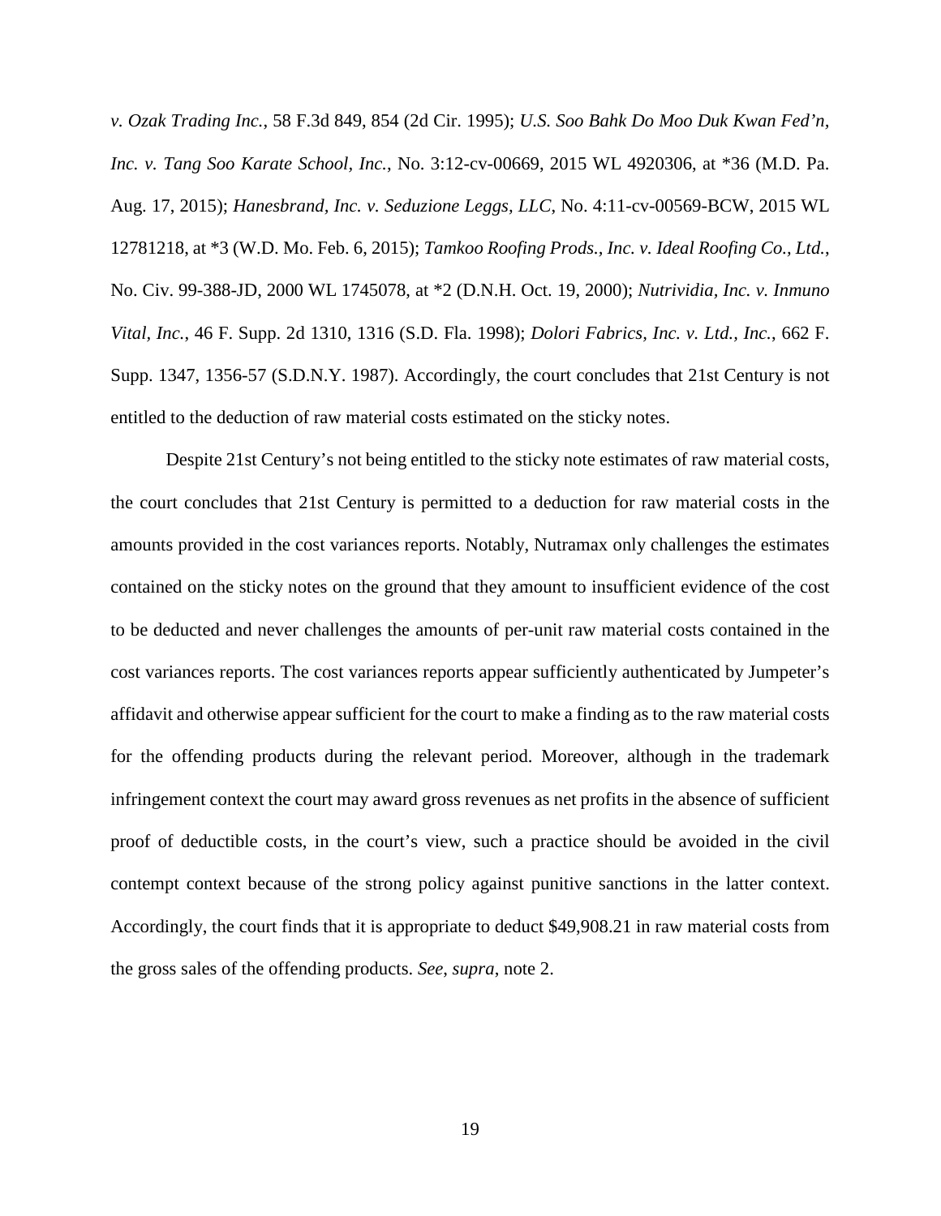*v. Ozak Trading Inc.*, 58 F.3d 849, 854 (2d Cir. 1995); *U.S. Soo Bahk Do Moo Duk Kwan Fed'n, Inc. v. Tang Soo Karate School, Inc.*, No. 3:12-cv-00669, 2015 WL 4920306, at *36 (M.D. Pa. Aug. 17, 2015); *Hanesbrand, Inc. v. Seduzione Leggs, LLC*, No. 4:11-cv-00569-BCW, 2015 WL 12781218, at *3 (W.D. Mo. Feb. 6, 2015); *Tamkoo Roofing Prods., Inc. v. Ideal Roofing Co., Ltd.*, No. Civ. 99-388-JD, 2000 WL 1745078, at *2 (D.N.H. Oct. 19, 2000); *Nutrividia, Inc. v. Inmuno Vital, Inc.*, 46 F. Supp. 2d 1310, 1316 (S.D. Fla. 1998); *Dolori Fabrics, Inc. v. Ltd., Inc.*, 662 F. Supp. 1347, 1356-57 (S.D.N.Y. 1987). Accordingly, the court concludes that 21st Century is not entitled to the deduction of raw material costs estimated on the sticky notes.

Despite 21st Century's not being entitled to the sticky note estimates of raw material costs, the court concludes that 21st Century is permitted to a deduction for raw material costs in the amounts provided in the cost variances reports. Notably, Nutramax only challenges the estimates contained on the sticky notes on the ground that they amount to insufficient evidence of the cost to be deducted and never challenges the amounts of per-unit raw material costs contained in the cost variances reports. The cost variances reports appear sufficiently authenticated by Jumpeter's affidavit and otherwise appear sufficient for the court to make a finding as to the raw material costs for the offending products during the relevant period. Moreover, although in the trademark infringement context the court may award gross revenues as net profits in the absence of sufficient proof of deductible costs, in the court's view, such a practice should be avoided in the civil contempt context because of the strong policy against punitive sanctions in the latter context. Accordingly, the court finds that it is appropriate to deduct $49,908.21 in raw material costs from the gross sales of the offending products. *See*, *supra*, note 2.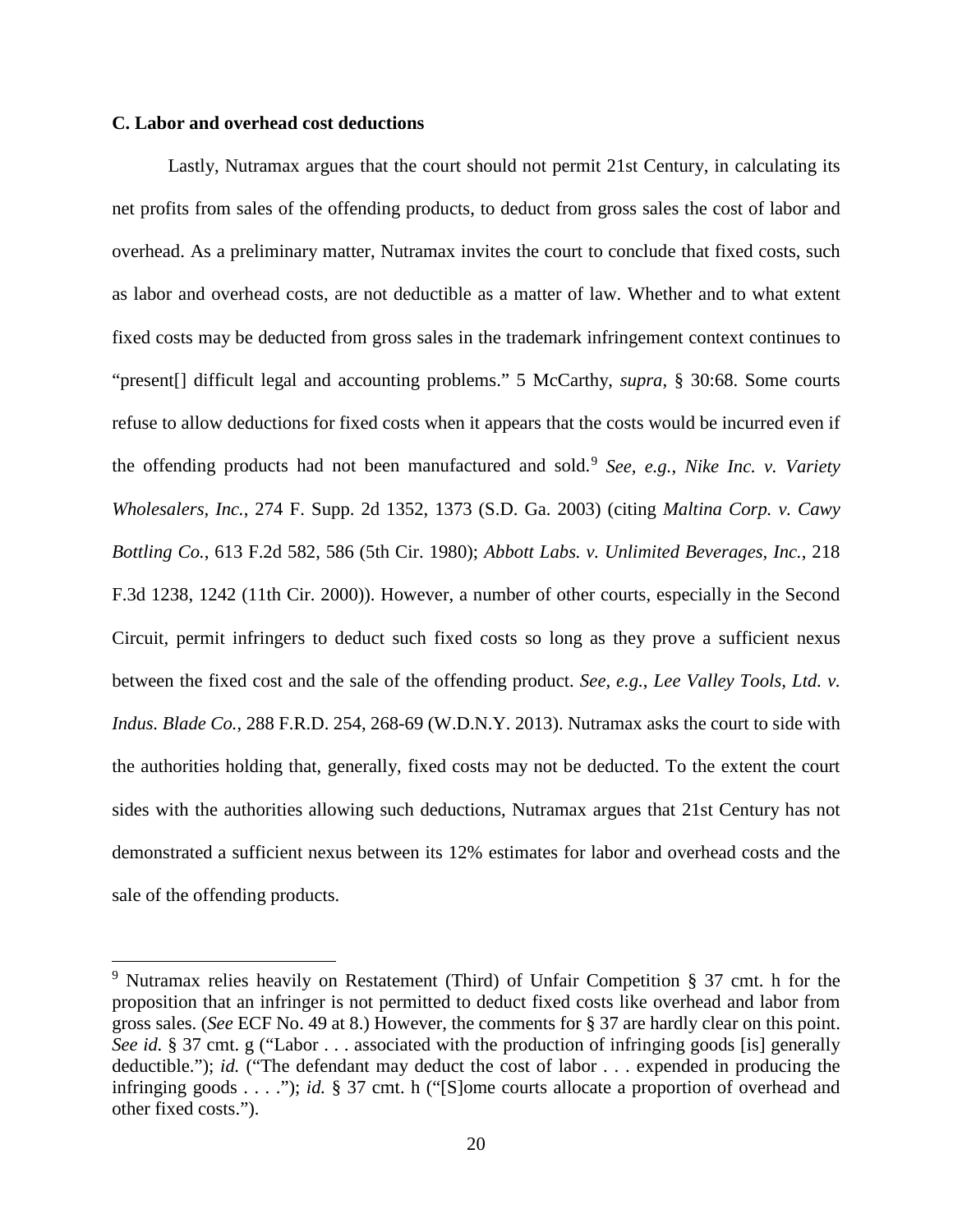### C. Labor and overhead cost deductions

Lastly, Nutramax argues that the court should not permit 21st Century, in calculating its net profits from sales of the offending products, to deduct from gross sales the cost of labor and overhead. As a preliminary matter, Nutramax invites the court to conclude that fixed costs, such as labor and overhead costs, are not deductible as a matter of law. Whether and to what extent fixed costs may be deducted from gross sales in the trademark infringement context continues to "present[] difficult legal and accounting problems." 5 McCarthy, *supra*, § 30:68. Some courts refuse to allow deductions for fixed costs when it appears that the costs would be incurred even if the offending products had not been manufactured and sold.[9] *See, e.g.*, *Nike Inc. v. Variety Wholesalers, Inc.*, 274 F. Supp. 2d 1352, 1373 (S.D. Ga. 2003) (citing *Maltina Corp. v. Cawy Bottling Co.*, 613 F.2d 582, 586 (5th Cir. 1980); *Abbott Labs. v. Unlimited Beverages, Inc.*, 218 F.3d 1238, 1242 (11th Cir. 2000)). However, a number of other courts, especially in the Second Circuit, permit infringers to deduct such fixed costs so long as they prove a sufficient nexus between the fixed cost and the sale of the offending product. *See, e.g.*, *Lee Valley Tools, Ltd. v. Indus. Blade Co.*, 288 F.R.D. 254, 268-69 (W.D.N.Y. 2013). Nutramax asks the court to side with the authorities holding that, generally, fixed costs may not be deducted. To the extent the court sides with the authorities allowing such deductions, Nutramax argues that 21st Century has not demonstrated a sufficient nexus between its 12% estimates for labor and overhead costs and the sale of the offending products.

---

[9] Nutramax relies heavily on Restatement (Third) of Unfair Competition § 37 cmt. h for the proposition that an infringer is not permitted to deduct fixed costs like overhead and labor from gross sales. (*See* ECF No. 49 at 8.) However, the comments for § 37 are hardly clear on this point. *See id.* § 37 cmt. g ("Labor . . . associated with the production of infringing goods [is] generally deductible."); *id.* ("The defendant may deduct the cost of labor . . . expended in producing the infringing goods . . . ."); *id.* § 37 cmt. h ("[S]ome courts allocate a proportion of overhead and other fixed costs.").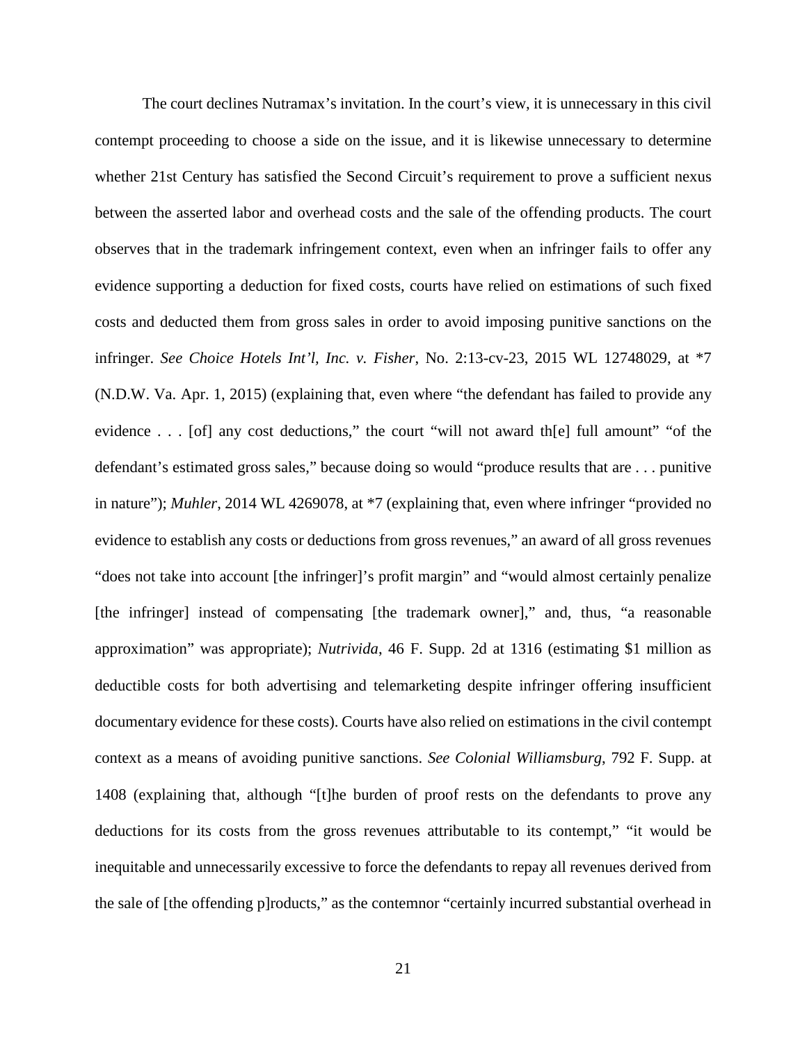The court declines Nutramax's invitation. In the court's view, it is unnecessary in this civil contempt proceeding to choose a side on the issue, and it is likewise unnecessary to determine whether 21st Century has satisfied the Second Circuit's requirement to prove a sufficient nexus between the asserted labor and overhead costs and the sale of the offending products. The court observes that in the trademark infringement context, even when an infringer fails to offer any evidence supporting a deduction for fixed costs, courts have relied on estimations of such fixed costs and deducted them from gross sales in order to avoid imposing punitive sanctions on the infringer. *See Choice Hotels Int'l, Inc. v. Fisher*, No. 2:13-cv-23, 2015 WL 12748029, at *7 (N.D.W. Va. Apr. 1, 2015) (explaining that, even where "the defendant has failed to provide any evidence . . . [of] any cost deductions," the court "will not award th[e] full amount" "of the defendant's estimated gross sales," because doing so would "produce results that are . . . punitive in nature"); *Muhler*, 2014 WL 4269078, at *7 (explaining that, even where infringer "provided no evidence to establish any costs or deductions from gross revenues," an award of all gross revenues "does not take into account [the infringer]'s profit margin" and "would almost certainly penalize [the infringer] instead of compensating [the trademark owner]," and, thus, "a reasonable approximation" was appropriate); *Nutrivida*, 46 F. Supp. 2d at 1316 (estimating $1 million as deductible costs for both advertising and telemarketing despite infringer offering insufficient documentary evidence for these costs). Courts have also relied on estimations in the civil contempt context as a means of avoiding punitive sanctions. *See Colonial Williamsburg*, 792 F. Supp. at 1408 (explaining that, although "[t]he burden of proof rests on the defendants to prove any deductions for its costs from the gross revenues attributable to its contempt," "it would be inequitable and unnecessarily excessive to force the defendants to repay all revenues derived from the sale of [the offending p]roducts," as the contemnor "certainly incurred substantial overhead in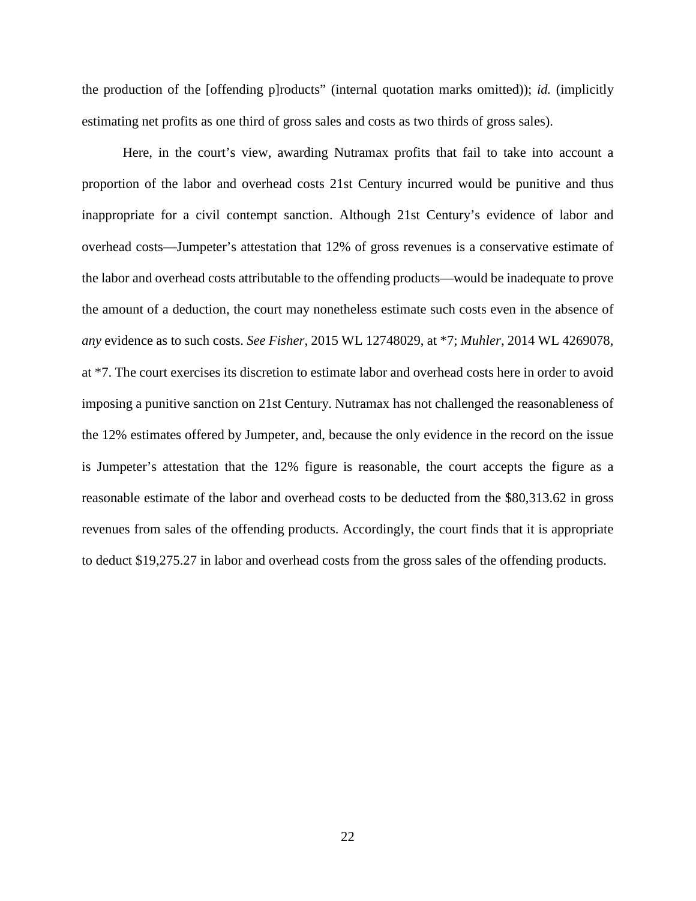the production of the [offending p]roducts" (internal quotation marks omitted)); *id.* (implicitly estimating net profits as one third of gross sales and costs as two thirds of gross sales).

Here, in the court's view, awarding Nutramax profits that fail to take into account a proportion of the labor and overhead costs 21st Century incurred would be punitive and thus inappropriate for a civil contempt sanction. Although 21st Century's evidence of labor and overhead costs—Jumpeter's attestation that 12% of gross revenues is a conservative estimate of the labor and overhead costs attributable to the offending products—would be inadequate to prove the amount of a deduction, the court may nonetheless estimate such costs even in the absence of *any* evidence as to such costs. *See Fisher*, 2015 WL 12748029, at *7; *Muhler*, 2014 WL 4269078, at *7. The court exercises its discretion to estimate labor and overhead costs here in order to avoid imposing a punitive sanction on 21st Century. Nutramax has not challenged the reasonableness of the 12% estimates offered by Jumpeter, and, because the only evidence in the record on the issue is Jumpeter's attestation that the 12% figure is reasonable, the court accepts the figure as a reasonable estimate of the labor and overhead costs to be deducted from the $80,313.62 in gross revenues from sales of the offending products. Accordingly, the court finds that it is appropriate to deduct $19,275.27 in labor and overhead costs from the gross sales of the offending products.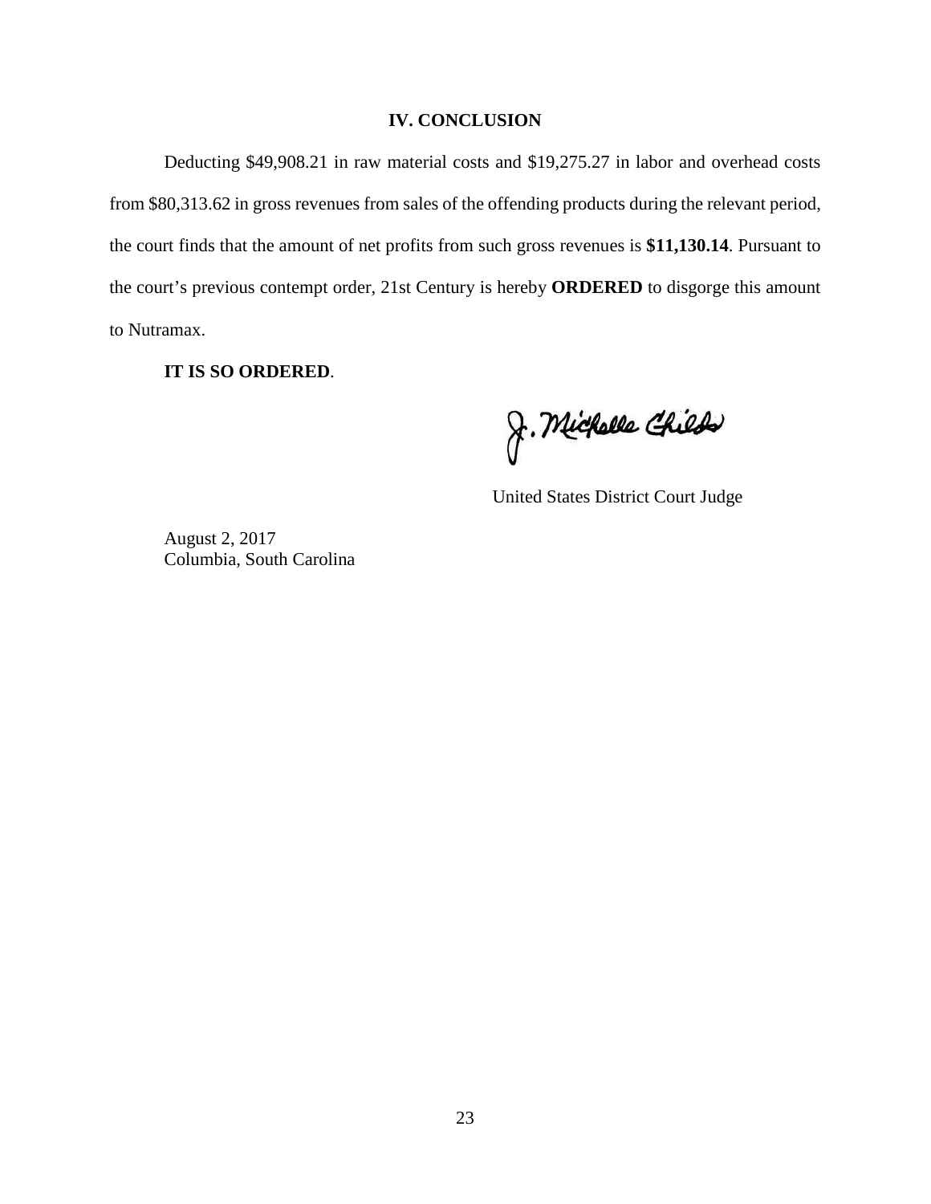## IV. CONCLUSION

Deducting \$49,908.21 in raw material costs and \$19,275.27 in labor and overhead costs from \$80,313.62 in gross revenues from sales of the offending products during the relevant period, the court finds that the amount of net profits from such gross revenues is **\$11,130.14**. Pursuant to the court's previous contempt order, 21st Century is hereby **ORDERED** to disgorge this amount to Nutramax.

**IT IS SO ORDERED**.

J. Michelle Childs

United States District Court Judge

August 2, 2017
Columbia, South Carolina